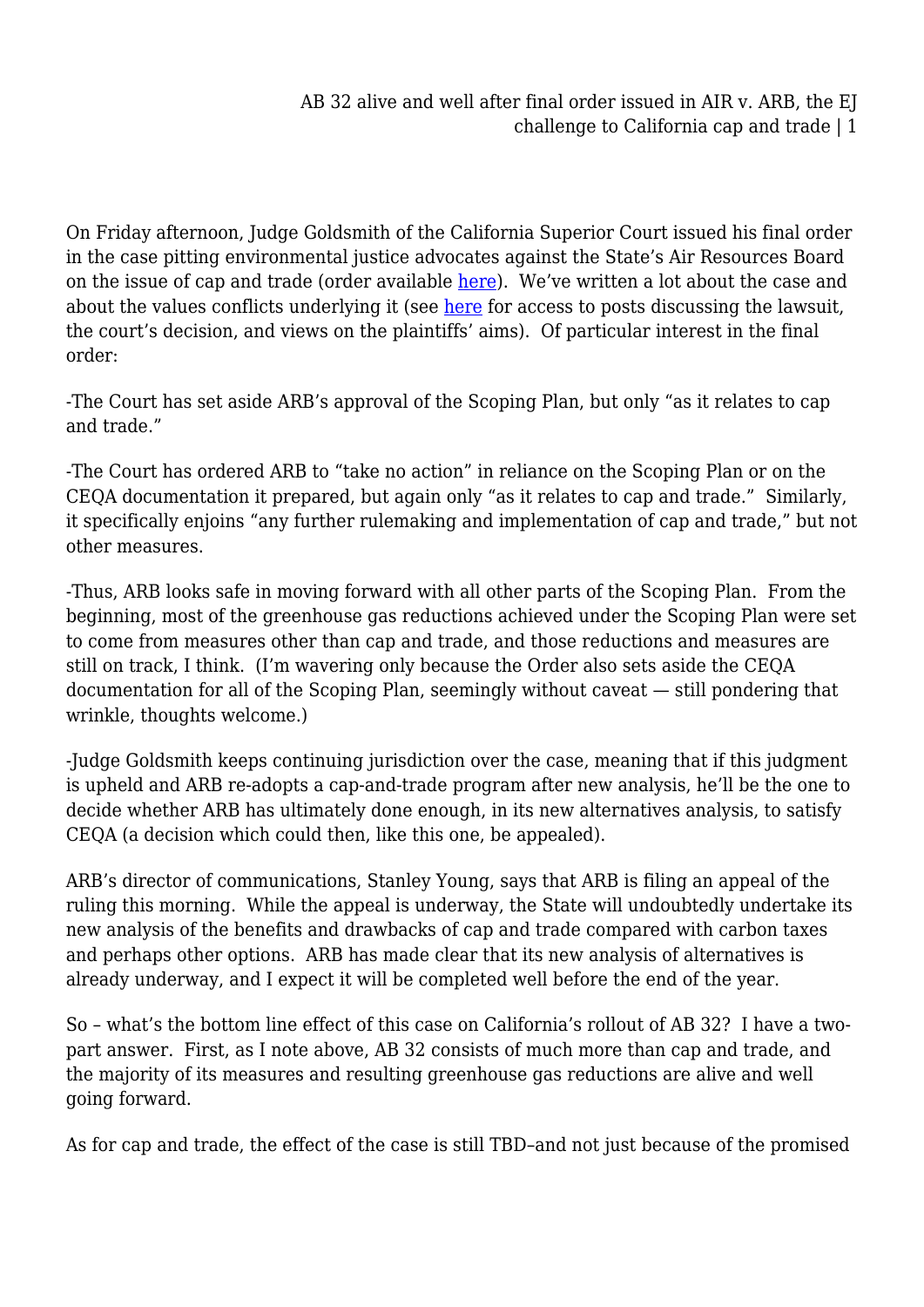On Friday afternoon, Judge Goldsmith of the California Superior Court issued his final order in the case pitting environmental justice advocates against the State's Air Resources Board on the issue of cap and trade (order available here). We've written a lot about the case and about the values conflicts underlying it (see here for access to posts discussing the lawsuit, the court's decision, and views on the plaintiffs' aims). Of particular interest in the final order:

-The Court has set aside ARB's approval of the Scoping Plan, but only "as it relates to cap and trade."

-The Court has ordered ARB to "take no action" in reliance on the Scoping Plan or on the CEQA documentation it prepared, but again only "as it relates to cap and trade." Similarly, it specifically enjoins "any further rulemaking and implementation of cap and trade," but not other measures.

-Thus, ARB looks safe in moving forward with all other parts of the Scoping Plan. From the beginning, most of the greenhouse gas reductions achieved under the Scoping Plan were set to come from measures other than cap and trade, and those reductions and measures are still on track, I think. (I'm wavering only because the Order also sets aside the CEQA documentation for all of the Scoping Plan, seemingly without caveat — still pondering that wrinkle, thoughts welcome.)

-Judge Goldsmith keeps continuing jurisdiction over the case, meaning that if this judgment is upheld and ARB re-adopts a cap-and-trade program after new analysis, he'll be the one to decide whether ARB has ultimately done enough, in its new alternatives analysis, to satisfy CEQA (a decision which could then, like this one, be appealed).

ARB's director of communications, Stanley Young, says that ARB is filing an appeal of the ruling this morning. While the appeal is underway, the State will undoubtedly undertake its new analysis of the benefits and drawbacks of cap and trade compared with carbon taxes and perhaps other options. ARB has made clear that its new analysis of alternatives is already underway, and I expect it will be completed well before the end of the year.

So – what's the bottom line effect of this case on California's rollout of AB 32? I have a two-part answer. First, as I note above, AB 32 consists of much more than cap and trade, and the majority of its measures and resulting greenhouse gas reductions are alive and well going forward.

As for cap and trade, the effect of the case is still TBD–and not just because of the promised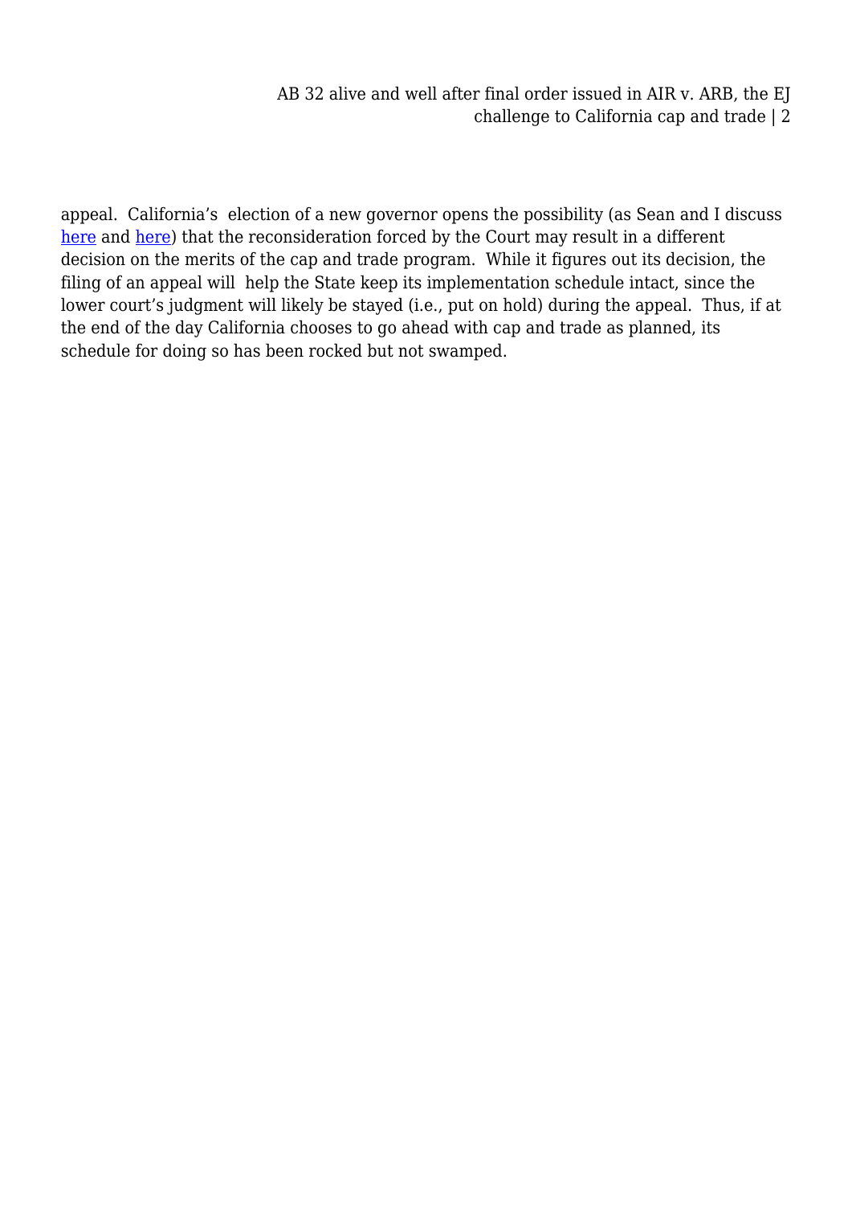appeal. California's election of a new governor opens the possibility (as Sean and I discuss here and here) that the reconsideration forced by the Court may result in a different decision on the merits of the cap and trade program. While it figures out its decision, the filing of an appeal will help the State keep its implementation schedule intact, since the lower court's judgment will likely be stayed (i.e., put on hold) during the appeal. Thus, if at the end of the day California chooses to go ahead with cap and trade as planned, its schedule for doing so has been rocked but not swamped.